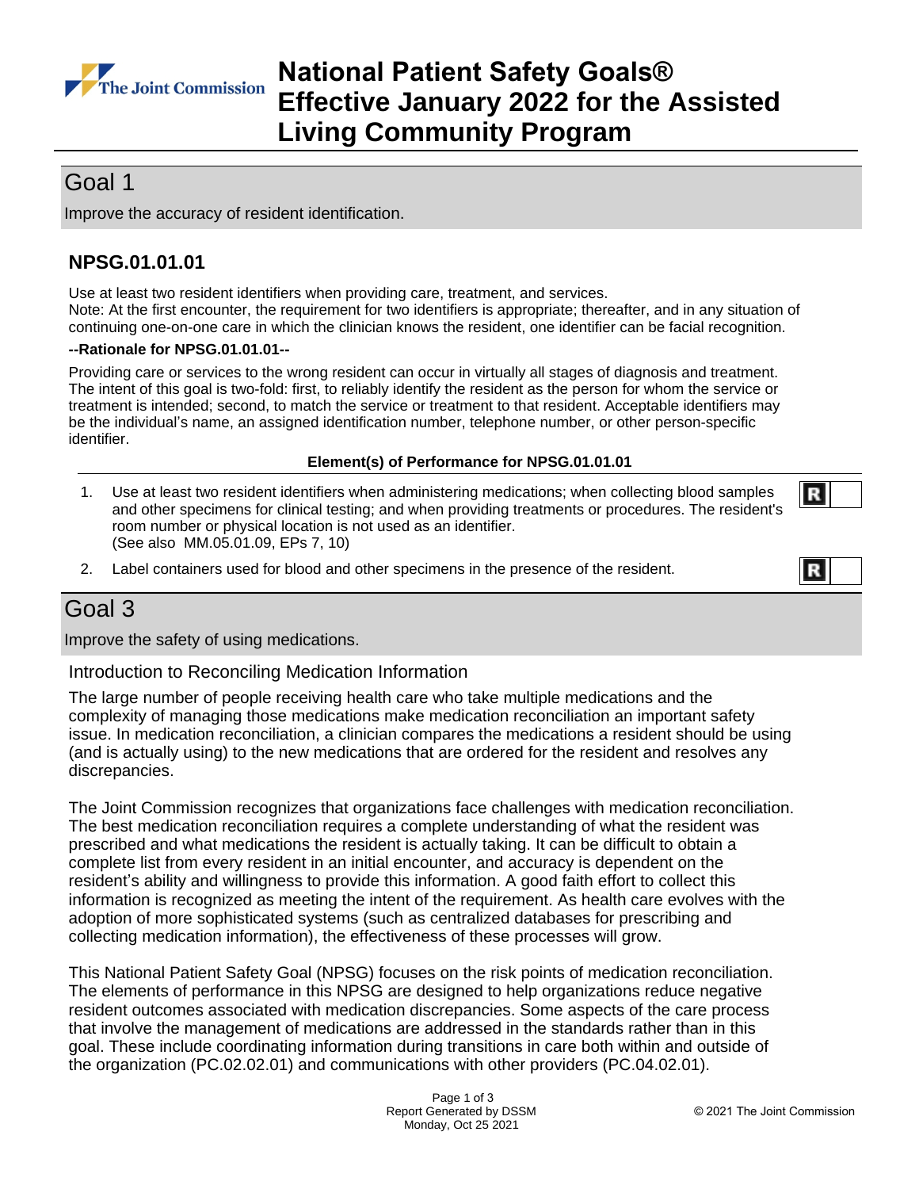# National Patient Safety Goals® Effective January 2022 for the Assisted Living Community Program

## Goal 1

Improve the accuracy of resident identification.

### NPSG.01.01.01

Use at least two resident identifiers when providing care, treatment, and services.
Note: At the first encounter, the requirement for two identifiers is appropriate; thereafter, and in any situation of continuing one-on-one care in which the clinician knows the resident, one identifier can be facial recognition.

**--Rationale for NPSG.01.01.01--**

Providing care or services to the wrong resident can occur in virtually all stages of diagnosis and treatment. The intent of this goal is two-fold: first, to reliably identify the resident as the person for whom the service or treatment is intended; second, to match the service or treatment to that resident. Acceptable identifiers may be the individual's name, an assigned identification number, telephone number, or other person-specific identifier.

**Element(s) of Performance for NPSG.01.01.01**

1. Use at least two resident identifiers when administering medications; when collecting blood samples and other specimens for clinical testing; and when providing treatments or procedures. The resident's room number or physical location is not used as an identifier.
(See also MM.05.01.09, EPs 7, 10) **R**

2. Label containers used for blood and other specimens in the presence of the resident. **R**

## Goal 3

Improve the safety of using medications.

### Introduction to Reconciling Medication Information

The large number of people receiving health care who take multiple medications and the complexity of managing those medications make medication reconciliation an important safety issue. In medication reconciliation, a clinician compares the medications a resident should be using (and is actually using) to the new medications that are ordered for the resident and resolves any discrepancies.

The Joint Commission recognizes that organizations face challenges with medication reconciliation. The best medication reconciliation requires a complete understanding of what the resident was prescribed and what medications the resident is actually taking. It can be difficult to obtain a complete list from every resident in an initial encounter, and accuracy is dependent on the resident's ability and willingness to provide this information. A good faith effort to collect this information is recognized as meeting the intent of the requirement. As health care evolves with the adoption of more sophisticated systems (such as centralized databases for prescribing and collecting medication information), the effectiveness of these processes will grow.

This National Patient Safety Goal (NPSG) focuses on the risk points of medication reconciliation. The elements of performance in this NPSG are designed to help organizations reduce negative resident outcomes associated with medication discrepancies. Some aspects of the care process that involve the management of medications are addressed in the standards rather than in this goal. These include coordinating information during transitions in care both within and outside of the organization (PC.02.02.01) and communications with other providers (PC.04.02.01).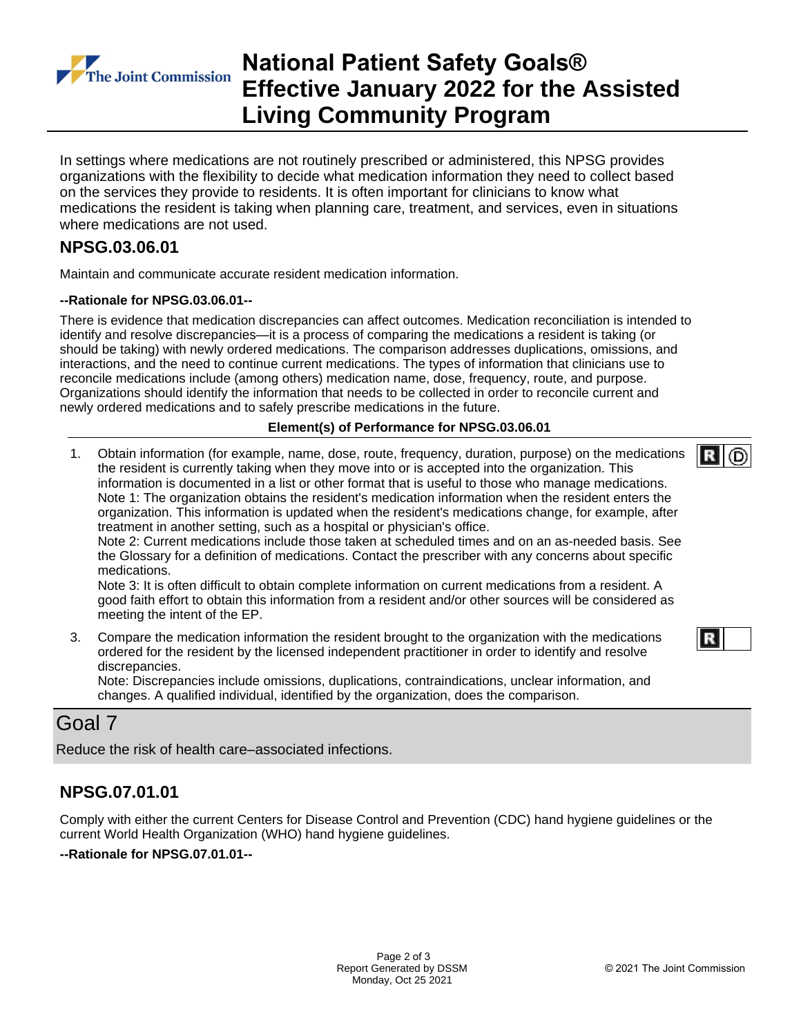In settings where medications are not routinely prescribed or administered, this NPSG provides organizations with the flexibility to decide what medication information they need to collect based on the services they provide to residents. It is often important for clinicians to know what medications the resident is taking when planning care, treatment, and services, even in situations where medications are not used.

## NPSG.03.06.01

Maintain and communicate accurate resident medication information.

**--Rationale for NPSG.03.06.01--**

There is evidence that medication discrepancies can affect outcomes. Medication reconciliation is intended to identify and resolve discrepancies—it is a process of comparing the medications a resident is taking (or should be taking) with newly ordered medications. The comparison addresses duplications, omissions, and interactions, and the need to continue current medications. The types of information that clinicians use to reconcile medications include (among others) medication name, dose, frequency, route, and purpose. Organizations should identify the information that needs to be collected in order to reconcile current and newly ordered medications and to safely prescribe medications in the future.

**Element(s) of Performance for NPSG.03.06.01**

1. Obtain information (for example, name, dose, route, frequency, duration, purpose) on the medications the resident is currently taking when they move into or is accepted into the organization. This information is documented in a list or other format that is useful to those who manage medications. [R] [D]
   Note 1: The organization obtains the resident's medication information when the resident enters the organization. This information is updated when the resident's medications change, for example, after treatment in another setting, such as a hospital or physician's office.
   Note 2: Current medications include those taken at scheduled times and on an as-needed basis. See the Glossary for a definition of medications. Contact the prescriber with any concerns about specific medications.
   Note 3: It is often difficult to obtain complete information on current medications from a resident. A good faith effort to obtain this information from a resident and/or other sources will be considered as meeting the intent of the EP.

3. Compare the medication information the resident brought to the organization with the medications ordered for the resident by the licensed independent practitioner in order to identify and resolve discrepancies. [R]
   Note: Discrepancies include omissions, duplications, contraindications, unclear information, and changes. A qualified individual, identified by the organization, does the comparison.

# Goal 7

Reduce the risk of health care–associated infections.

## NPSG.07.01.01

Comply with either the current Centers for Disease Control and Prevention (CDC) hand hygiene guidelines or the current World Health Organization (WHO) hand hygiene guidelines.

**--Rationale for NPSG.07.01.01--**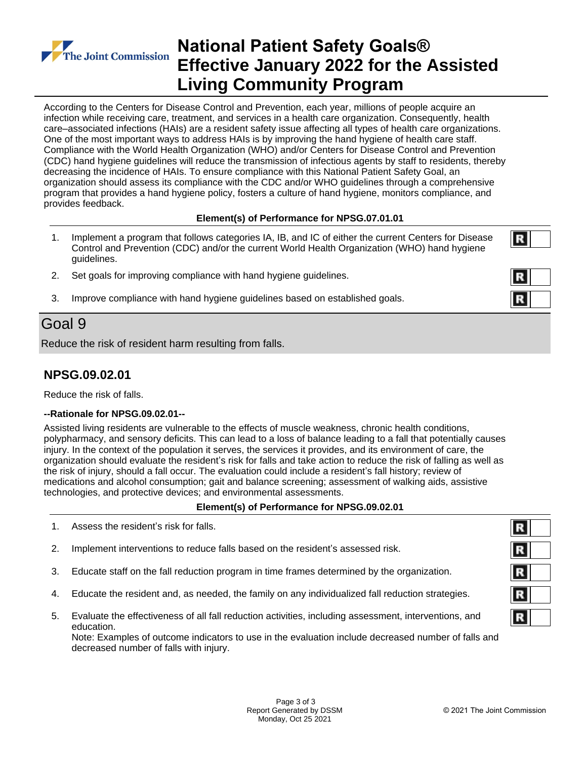# National Patient Safety Goals® Effective January 2022 for the Assisted Living Community Program

According to the Centers for Disease Control and Prevention, each year, millions of people acquire an infection while receiving care, treatment, and services in a health care organization. Consequently, health care–associated infections (HAIs) are a resident safety issue affecting all types of health care organizations. One of the most important ways to address HAIs is by improving the hand hygiene of health care staff. Compliance with the World Health Organization (WHO) and/or Centers for Disease Control and Prevention (CDC) hand hygiene guidelines will reduce the transmission of infectious agents by staff to residents, thereby decreasing the incidence of HAIs. To ensure compliance with this National Patient Safety Goal, an organization should assess its compliance with the CDC and/or WHO guidelines through a comprehensive program that provides a hand hygiene policy, fosters a culture of hand hygiene, monitors compliance, and provides feedback.

**Element(s) of Performance for NPSG.07.01.01**

1. Implement a program that follows categories IA, IB, and IC of either the current Centers for Disease Control and Prevention (CDC) and/or the current World Health Organization (WHO) hand hygiene guidelines. **R**
2. Set goals for improving compliance with hand hygiene guidelines. **R**
3. Improve compliance with hand hygiene guidelines based on established goals. **R**

## Goal 9

Reduce the risk of resident harm resulting from falls.

### NPSG.09.02.01

Reduce the risk of falls.

**--Rationale for NPSG.09.02.01--**

Assisted living residents are vulnerable to the effects of muscle weakness, chronic health conditions, polypharmacy, and sensory deficits. This can lead to a loss of balance leading to a fall that potentially causes injury. In the context of the population it serves, the services it provides, and its environment of care, the organization should evaluate the resident's risk for falls and take action to reduce the risk of falling as well as the risk of injury, should a fall occur. The evaluation could include a resident's fall history; review of medications and alcohol consumption; gait and balance screening; assessment of walking aids, assistive technologies, and protective devices; and environmental assessments.

**Element(s) of Performance for NPSG.09.02.01**

1. Assess the resident's risk for falls. **R**
2. Implement interventions to reduce falls based on the resident's assessed risk. **R**
3. Educate staff on the fall reduction program in time frames determined by the organization. **R**
4. Educate the resident and, as needed, the family on any individualized fall reduction strategies. **R**
5. Evaluate the effectiveness of all fall reduction activities, including assessment, interventions, and education. **R**
   Note: Examples of outcome indicators to use in the evaluation include decreased number of falls and decreased number of falls with injury.